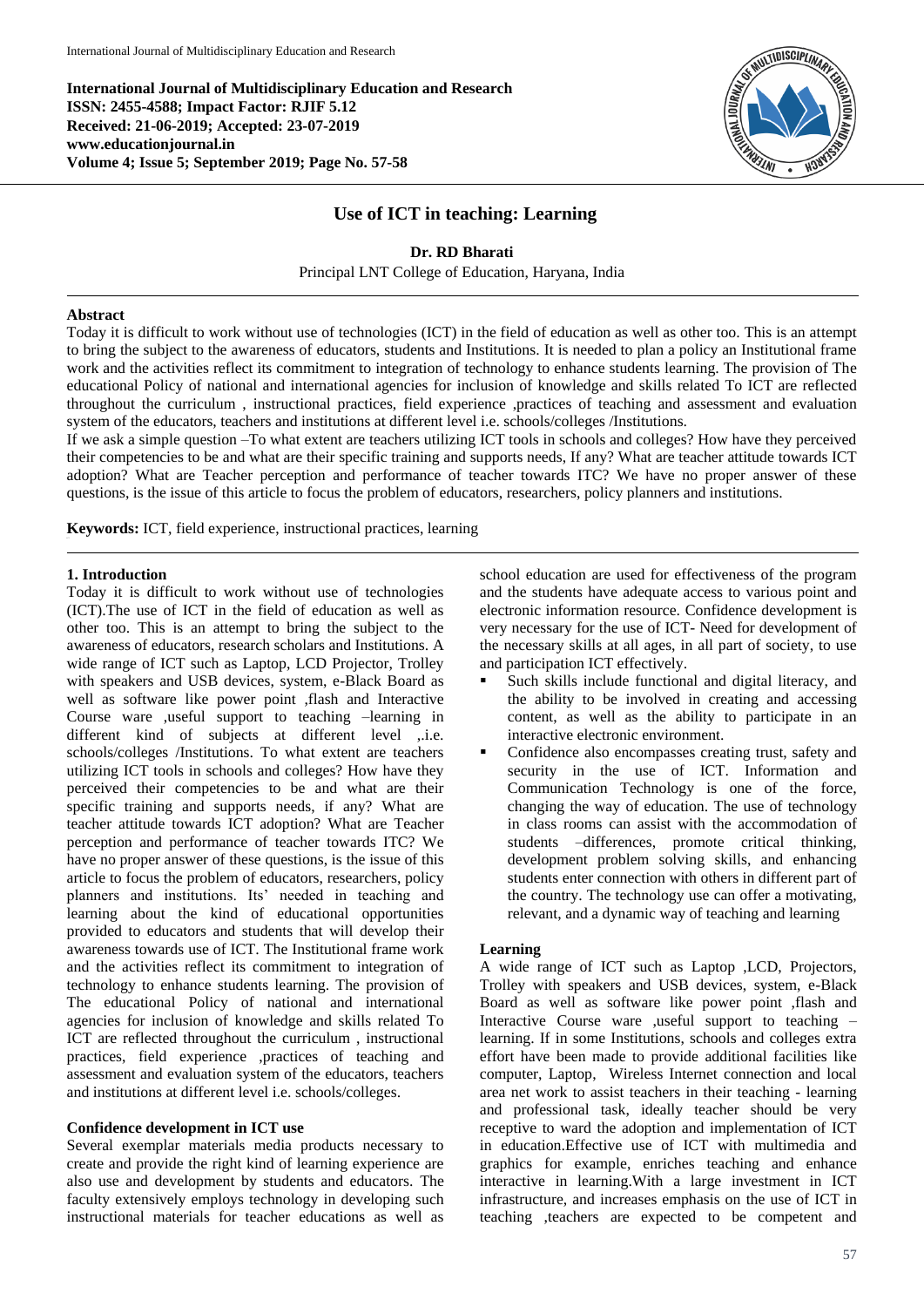International Journal of Multidisciplinary Education and Research
**ISSN: 2455-4588; Impact Factor: RJIF 5.12**
**Received: 21-06-2019; Accepted: 23-07-2019**
**www.educationjournal.in**
**Volume 4; Issue 5; September 2019; Page No. 57-58**

# Use of ICT in teaching: Learning

**Dr. RD Bharati**

Principal LNT College of Education, Haryana, India

## Abstract

Today it is difficult to work without use of technologies (ICT) in the field of education as well as other too. This is an attempt to bring the subject to the awareness of educators, students and Institutions. It is needed to plan a policy an Institutional frame work and the activities reflect its commitment to integration of technology to enhance students learning. The provision of The educational Policy of national and international agencies for inclusion of knowledge and skills related To ICT are reflected throughout the curriculum , instructional practices, field experience ,practices of teaching and assessment and evaluation system of the educators, teachers and institutions at different level i.e. schools/colleges /Institutions.

If we ask a simple question –To what extent are teachers utilizing ICT tools in schools and colleges? How have they perceived their competencies to be and what are their specific training and supports needs, If any? What are teacher attitude towards ICT adoption? What are Teacher perception and performance of teacher towards ITC? We have no proper answer of these questions, is the issue of this article to focus the problem of educators, researchers, policy planners and institutions.

**Keywords:** ICT, field experience, instructional practices, learning

## 1. Introduction

Today it is difficult to work without use of technologies (ICT).The use of ICT in the field of education as well as other too. This is an attempt to bring the subject to the awareness of educators, research scholars and Institutions. A wide range of ICT such as Laptop, LCD Projector, Trolley with speakers and USB devices, system, e-Black Board as well as software like power point ,flash and Interactive Course ware ,useful support to teaching –learning in different kind of subjects at different level ,.i.e. schools/colleges /Institutions. To what extent are teachers utilizing ICT tools in schools and colleges? How have they perceived their competencies to be and what are their specific training and supports needs, if any? What are teacher attitude towards ICT adoption? What are Teacher perception and performance of teacher towards ITC? We have no proper answer of these questions, is the issue of this article to focus the problem of educators, researchers, policy planners and institutions. Its' needed in teaching and learning about the kind of educational opportunities provided to educators and students that will develop their awareness towards use of ICT. The Institutional frame work and the activities reflect its commitment to integration of technology to enhance students learning. The provision of The educational Policy of national and international agencies for inclusion of knowledge and skills related To ICT are reflected throughout the curriculum , instructional practices, field experience ,practices of teaching and assessment and evaluation system of the educators, teachers and institutions at different level i.e. schools/colleges.

### Confidence development in ICT use

Several exemplar materials media products necessary to create and provide the right kind of learning experience are also use and development by students and educators. The faculty extensively employs technology in developing such instructional materials for teacher educations as well as school education are used for effectiveness of the program and the students have adequate access to various point and electronic information resource. Confidence development is very necessary for the use of ICT- Need for development of the necessary skills at all ages, in all part of society, to use and participation ICT effectively.

- Such skills include functional and digital literacy, and the ability to be involved in creating and accessing content, as well as the ability to participate in an interactive electronic environment.
- Confidence also encompasses creating trust, safety and security in the use of ICT. Information and Communication Technology is one of the force, changing the way of education. The use of technology in class rooms can assist with the accommodation of students –differences, promote critical thinking, development problem solving skills, and enhancing students enter connection with others in different part of the country. The technology use can offer a motivating, relevant, and a dynamic way of teaching and learning

### Learning

A wide range of ICT such as Laptop ,LCD, Projectors, Trolley with speakers and USB devices, system, e-Black Board as well as software like power point ,flash and Interactive Course ware ,useful support to teaching – learning. If in some Institutions, schools and colleges extra effort have been made to provide additional facilities like computer, Laptop, Wireless Internet connection and local area net work to assist teachers in their teaching - learning and professional task, ideally teacher should be very receptive to ward the adoption and implementation of ICT in education.Effective use of ICT with multimedia and graphics for example, enriches teaching and enhance interactive in learning.With a large investment in ICT infrastructure, and increases emphasis on the use of ICT in teaching ,teachers are expected to be competent and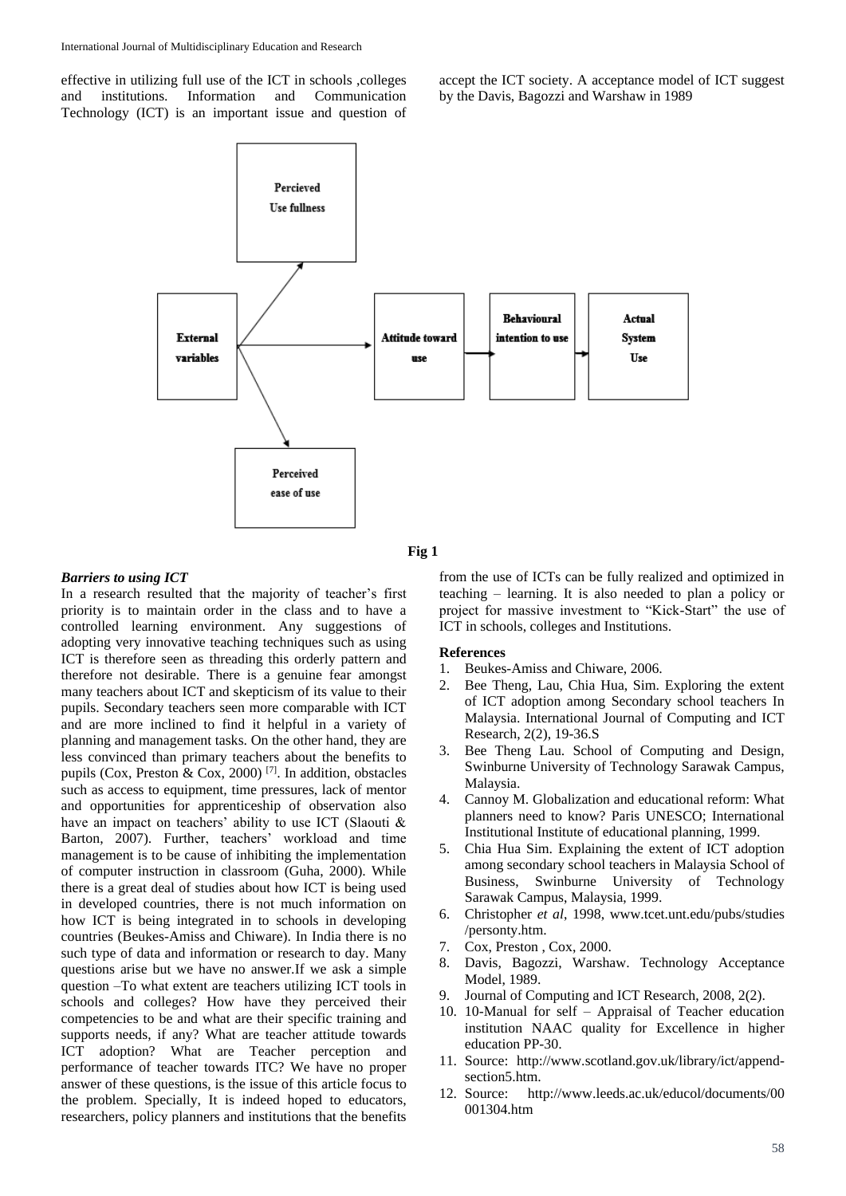effective in utilizing full use of the ICT in schools ,colleges and institutions. Information and Communication Technology (ICT) is an important issue and question of accept the ICT society. A acceptance model of ICT suggest by the Davis, Bagozzi and Warshaw in 1989

Percieved
Use fullness

External
variables

Attitude toward
use

Behavioural
intention to use

Actual
System
Use

Perceived
ease of use

Fig 1

***Barriers to using ICT***

In a research resulted that the majority of teacher's first priority is to maintain order in the class and to have a controlled learning environment. Any suggestions of adopting very innovative teaching techniques such as using ICT is therefore seen as threading this orderly pattern and therefore not desirable. There is a genuine fear amongst many teachers about ICT and skepticism of its value to their pupils. Secondary teachers seen more comparable with ICT and are more inclined to find it helpful in a variety of planning and management tasks. On the other hand, they are less convinced than primary teachers about the benefits to pupils (Cox, Preston & Cox, 2000) [7]. In addition, obstacles such as access to equipment, time pressures, lack of mentor and opportunities for apprenticeship of observation also have an impact on teachers' ability to use ICT (Slaouti & Barton, 2007). Further, teachers' workload and time management is to be cause of inhibiting the implementation of computer instruction in classroom (Guha, 2000). While there is a great deal of studies about how ICT is being used in developed countries, there is not much information on how ICT is being integrated in to schools in developing countries (Beukes-Amiss and Chiware). In India there is no such type of data and information or research to day. Many questions arise but we have no answer.If we ask a simple question –To what extent are teachers utilizing ICT tools in schools and colleges? How have they perceived their competencies to be and what are their specific training and supports needs, if any? What are teacher attitude towards ICT adoption? What are Teacher perception and performance of teacher towards ITC? We have no proper answer of these questions, is the issue of this article focus to the problem. Specially, It is indeed hoped to educators, researchers, policy planners and institutions that the benefits from the use of ICTs can be fully realized and optimized in teaching – learning. It is also needed to plan a policy or project for massive investment to "Kick-Start" the use of ICT in schools, colleges and Institutions.

**References**

1. Beukes-Amiss and Chiware, 2006.
2. Bee Theng, Lau, Chia Hua, Sim. Exploring the extent of ICT adoption among Secondary school teachers In Malaysia. International Journal of Computing and ICT Research, 2(2), 19-36.S
3. Bee Theng Lau. School of Computing and Design, Swinburne University of Technology Sarawak Campus, Malaysia.
4. Cannoy M. Globalization and educational reform: What planners need to know? Paris UNESCO; International Institutional Institute of educational planning, 1999.
5. Chia Hua Sim. Explaining the extent of ICT adoption among secondary school teachers in Malaysia School of Business, Swinburne University of Technology Sarawak Campus, Malaysia, 1999.
6. Christopher *et al*, 1998, www.tcet.unt.edu/pubs/studies/personty.htm.
7. Cox, Preston , Cox, 2000.
8. Davis, Bagozzi, Warshaw. Technology Acceptance Model, 1989.
9. Journal of Computing and ICT Research, 2008, 2(2).
10. 10-Manual for self – Appraisal of Teacher education institution NAAC quality for Excellence in higher education PP-30.
11. Source: http://www.scotland.gov.uk/library/ict/append-section5.htm.
12. Source: http://www.leeds.ac.uk/educol/documents/00001304.htm